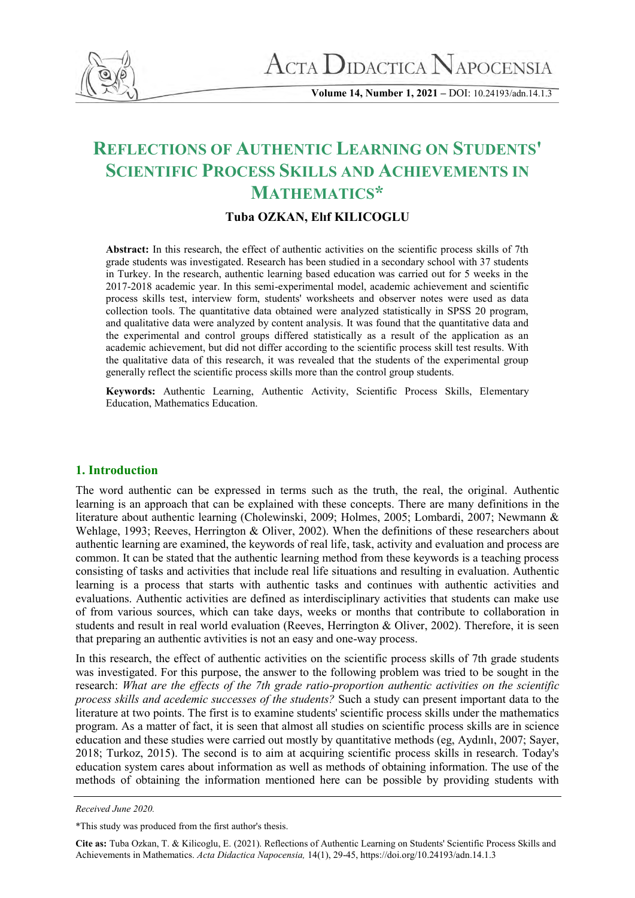# REFLECTIONS OF AUTHENTIC LEARNING ON STUDENTS' SCIENTIFIC PROCESS SKILLS AND ACHIEVEMENTS IN MATHEMATICS*

**Tuba OZKAN, Elıf KILICOGLU**

**Abstract:** In this research, the effect of authentic activities on the scientific process skills of 7th grade students was investigated. Research has been studied in a secondary school with 37 students in Turkey. In the research, authentic learning based education was carried out for 5 weeks in the 2017-2018 academic year. In this semi-experimental model, academic achievement and scientific process skills test, interview form, students' worksheets and observer notes were used as data collection tools. The quantitative data obtained were analyzed statistically in SPSS 20 program, and qualitative data were analyzed by content analysis. It was found that the quantitative data and the experimental and control groups differed statistically as a result of the application as an academic achievement, but did not differ according to the scientific process skill test results. With the qualitative data of this research, it was revealed that the students of the experimental group generally reflect the scientific process skills more than the control group students.

**Keywords:** Authentic Learning, Authentic Activity, Scientific Process Skills, Elementary Education, Mathematics Education.

## 1. Introduction

The word authentic can be expressed in terms such as the truth, the real, the original. Authentic learning is an approach that can be explained with these concepts. There are many definitions in the literature about authentic learning (Cholewinski, 2009; Holmes, 2005; Lombardi, 2007; Newmann & Wehlage, 1993; Reeves, Herrington & Oliver, 2002). When the definitions of these researchers about authentic learning are examined, the keywords of real life, task, activity and evaluation and process are common. It can be stated that the authentic learning method from these keywords is a teaching process consisting of tasks and activities that include real life situations and resulting in evaluation. Authentic learning is a process that starts with authentic tasks and continues with authentic activities and evaluations. Authentic activities are defined as interdisciplinary activities that students can make use of from various sources, which can take days, weeks or months that contribute to collaboration in students and result in real world evaluation (Reeves, Herrington & Oliver, 2002). Therefore, it is seen that preparing an authentic avtivities is not an easy and one-way process.

In this research, the effect of authentic activities on the scientific process skills of 7th grade students was investigated. For this purpose, the answer to the following problem was tried to be sought in the research: *What are the effects of the 7th grade ratio-proportion authentic activities on the scientific process skills and acedemic successes of the students?* Such a study can present important data to the literature at two points. The first is to examine students' scientific process skills under the mathematics program. As a matter of fact, it is seen that almost all studies on scientific process skills are in science education and these studies were carried out mostly by quantitative methods (eg, Aydınlı, 2007; Sayer, 2018; Turkoz, 2015). The second is to aim at acquiring scientific process skills in research. Today's education system cares about information as well as methods of obtaining information. The use of the methods of obtaining the information mentioned here can be possible by providing students with

*Received June 2020.*

*This study was produced from the first author's thesis.

**Cite as:** Tuba Ozkan, T. & Kilicoglu, E. (2021). Reflections of Authentic Learning on Students' Scientific Process Skills and Achievements in Mathematics. *Acta Didactica Napocensia,* 14(1), 29-45, https://doi.org/10.24193/adn.14.1.3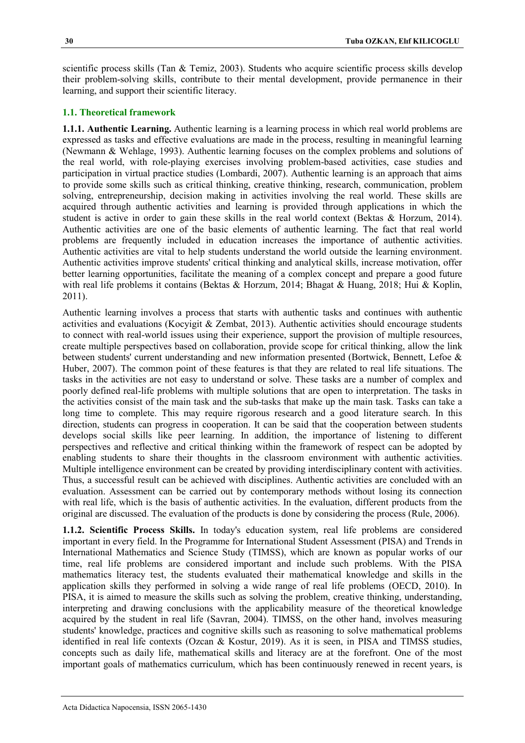scientific process skills (Tan & Temiz, 2003). Students who acquire scientific process skills develop their problem-solving skills, contribute to their mental development, provide permanence in their learning, and support their scientific literacy.

### 1.1. Theoretical framework

**1.1.1. Authentic Learning.** Authentic learning is a learning process in which real world problems are expressed as tasks and effective evaluations are made in the process, resulting in meaningful learning (Newmann & Wehlage, 1993). Authentic learning focuses on the complex problems and solutions of the real world, with role-playing exercises involving problem-based activities, case studies and participation in virtual practice studies (Lombardi, 2007). Authentic learning is an approach that aims to provide some skills such as critical thinking, creative thinking, research, communication, problem solving, entrepreneurship, decision making in activities involving the real world. These skills are acquired through authentic activities and learning is provided through applications in which the student is active in order to gain these skills in the real world context (Bektas & Horzum, 2014). Authentic activities are one of the basic elements of authentic learning. The fact that real world problems are frequently included in education increases the importance of authentic activities. Authentic activities are vital to help students understand the world outside the learning environment. Authentic activities improve students' critical thinking and analytical skills, increase motivation, offer better learning opportunities, facilitate the meaning of a complex concept and prepare a good future with real life problems it contains (Bektas & Horzum, 2014; Bhagat & Huang, 2018; Hui & Koplin, 2011).

Authentic learning involves a process that starts with authentic tasks and continues with authentic activities and evaluations (Kocyigit & Zembat, 2013). Authentic activities should encourage students to connect with real-world issues using their experience, support the provision of multiple resources, create multiple perspectives based on collaboration, provide scope for critical thinking, allow the link between students' current understanding and new information presented (Bortwick, Bennett, Lefoe & Huber, 2007). The common point of these features is that they are related to real life situations. The tasks in the activities are not easy to understand or solve. These tasks are a number of complex and poorly defined real-life problems with multiple solutions that are open to interpretation. The tasks in the activities consist of the main task and the sub-tasks that make up the main task. Tasks can take a long time to complete. This may require rigorous research and a good literature search. In this direction, students can progress in cooperation. It can be said that the cooperation between students develops social skills like peer learning. In addition, the importance of listening to different perspectives and reflective and critical thinking within the framework of respect can be adopted by enabling students to share their thoughts in the classroom environment with authentic activities. Multiple intelligence environment can be created by providing interdisciplinary content with activities. Thus, a successful result can be achieved with disciplines. Authentic activities are concluded with an evaluation. Assessment can be carried out by contemporary methods without losing its connection with real life, which is the basis of authentic activities. In the evaluation, different products from the original are discussed. The evaluation of the products is done by considering the process (Rule, 2006).

**1.1.2. Scientific Process Skills.** In today's education system, real life problems are considered important in every field. In the Programme for International Student Assessment (PISA) and Trends in International Mathematics and Science Study (TIMSS), which are known as popular works of our time, real life problems are considered important and include such problems. With the PISA mathematics literacy test, the students evaluated their mathematical knowledge and skills in the application skills they performed in solving a wide range of real life problems (OECD, 2010). In PISA, it is aimed to measure the skills such as solving the problem, creative thinking, understanding, interpreting and drawing conclusions with the applicability measure of the theoretical knowledge acquired by the student in real life (Savran, 2004). TIMSS, on the other hand, involves measuring students' knowledge, practices and cognitive skills such as reasoning to solve mathematical problems identified in real life contexts (Ozcan & Kostur, 2019). As it is seen, in PISA and TIMSS studies, concepts such as daily life, mathematical skills and literacy are at the forefront. One of the most important goals of mathematics curriculum, which has been continuously renewed in recent years, is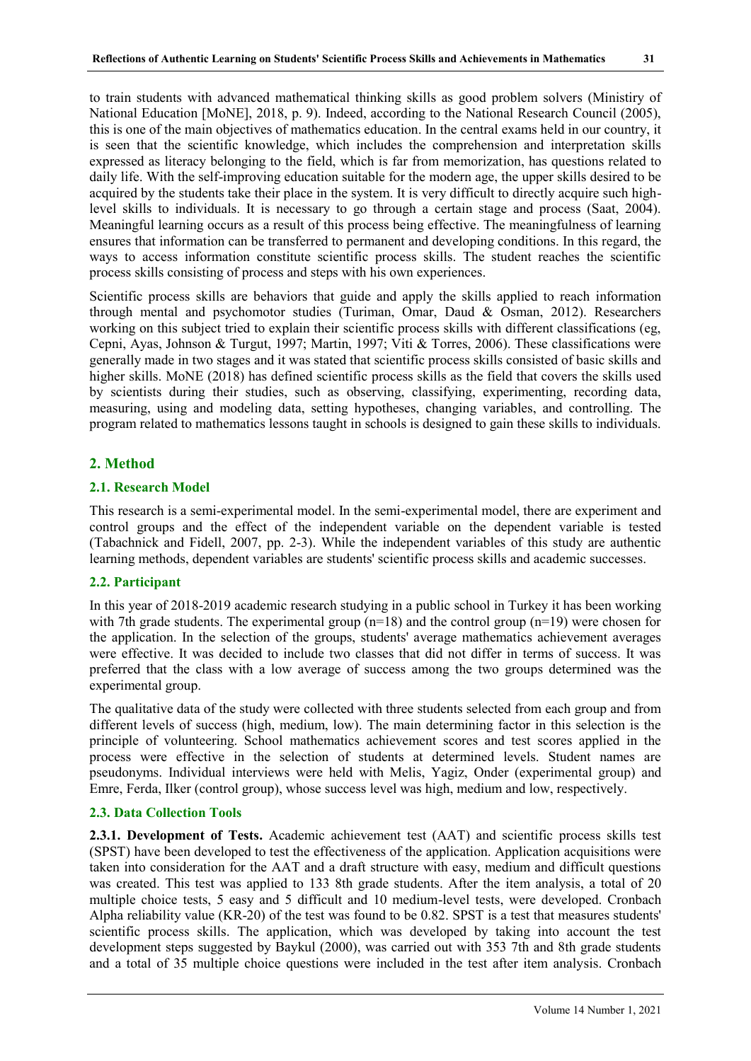to train students with advanced mathematical thinking skills as good problem solvers (Ministiry of National Education [MoNE], 2018, p. 9). Indeed, according to the National Research Council (2005), this is one of the main objectives of mathematics education. In the central exams held in our country, it is seen that the scientific knowledge, which includes the comprehension and interpretation skills expressed as literacy belonging to the field, which is far from memorization, has questions related to daily life. With the self-improving education suitable for the modern age, the upper skills desired to be acquired by the students take their place in the system. It is very difficult to directly acquire such high-level skills to individuals. It is necessary to go through a certain stage and process (Saat, 2004). Meaningful learning occurs as a result of this process being effective. The meaningfulness of learning ensures that information can be transferred to permanent and developing conditions. In this regard, the ways to access information constitute scientific process skills. The student reaches the scientific process skills consisting of process and steps with his own experiences.

Scientific process skills are behaviors that guide and apply the skills applied to reach information through mental and psychomotor studies (Turiman, Omar, Daud & Osman, 2012). Researchers working on this subject tried to explain their scientific process skills with different classifications (eg, Cepni, Ayas, Johnson & Turgut, 1997; Martin, 1997; Viti & Torres, 2006). These classifications were generally made in two stages and it was stated that scientific process skills consisted of basic skills and higher skills. MoNE (2018) has defined scientific process skills as the field that covers the skills used by scientists during their studies, such as observing, classifying, experimenting, recording data, measuring, using and modeling data, setting hypotheses, changing variables, and controlling. The program related to mathematics lessons taught in schools is designed to gain these skills to individuals.

## 2. Method

### 2.1. Research Model

This research is a semi-experimental model. In the semi-experimental model, there are experiment and control groups and the effect of the independent variable on the dependent variable is tested (Tabachnick and Fidell, 2007, pp. 2-3). While the independent variables of this study are authentic learning methods, dependent variables are students' scientific process skills and academic successes.

### 2.2. Participant

In this year of 2018-2019 academic research studying in a public school in Turkey it has been working with 7th grade students. The experimental group (n=18) and the control group (n=19) were chosen for the application. In the selection of the groups, students' average mathematics achievement averages were effective. It was decided to include two classes that did not differ in terms of success. It was preferred that the class with a low average of success among the two groups determined was the experimental group.

The qualitative data of the study were collected with three students selected from each group and from different levels of success (high, medium, low). The main determining factor in this selection is the principle of volunteering. School mathematics achievement scores and test scores applied in the process were effective in the selection of students at determined levels. Student names are pseudonyms. Individual interviews were held with Melis, Yagiz, Onder (experimental group) and Emre, Ferda, Ilker (control group), whose success level was high, medium and low, respectively.

### 2.3. Data Collection Tools

**2.3.1. Development of Tests.** Academic achievement test (AAT) and scientific process skills test (SPST) have been developed to test the effectiveness of the application. Application acquisitions were taken into consideration for the AAT and a draft structure with easy, medium and difficult questions was created. This test was applied to 133 8th grade students. After the item analysis, a total of 20 multiple choice tests, 5 easy and 5 difficult and 10 medium-level tests, were developed. Cronbach Alpha reliability value (KR-20) of the test was found to be 0.82. SPST is a test that measures students' scientific process skills. The application, which was developed by taking into account the test development steps suggested by Baykul (2000), was carried out with 353 7th and 8th grade students and a total of 35 multiple choice questions were included in the test after item analysis. Cronbach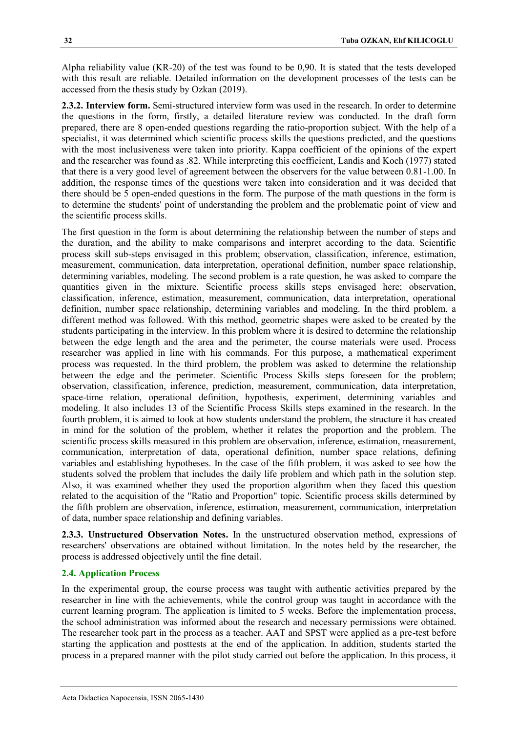Alpha reliability value (KR-20) of the test was found to be 0,90. It is stated that the tests developed with this result are reliable. Detailed information on the development processes of the tests can be accessed from the thesis study by Ozkan (2019).

**2.3.2. Interview form.** Semi-structured interview form was used in the research. In order to determine the questions in the form, firstly, a detailed literature review was conducted. In the draft form prepared, there are 8 open-ended questions regarding the ratio-proportion subject. With the help of a specialist, it was determined which scientific process skills the questions predicted, and the questions with the most inclusiveness were taken into priority. Kappa coefficient of the opinions of the expert and the researcher was found as .82. While interpreting this coefficient, Landis and Koch (1977) stated that there is a very good level of agreement between the observers for the value between 0.81-1.00. In addition, the response times of the questions were taken into consideration and it was decided that there should be 5 open-ended questions in the form. The purpose of the math questions in the form is to determine the students' point of understanding the problem and the problematic point of view and the scientific process skills.

The first question in the form is about determining the relationship between the number of steps and the duration, and the ability to make comparisons and interpret according to the data. Scientific process skill sub-steps envisaged in this problem; observation, classification, inference, estimation, measurement, communication, data interpretation, operational definition, number space relationship, determining variables, modeling. The second problem is a rate question, he was asked to compare the quantities given in the mixture. Scientific process skills steps envisaged here; observation, classification, inference, estimation, measurement, communication, data interpretation, operational definition, number space relationship, determining variables and modeling. In the third problem, a different method was followed. With this method, geometric shapes were asked to be created by the students participating in the interview. In this problem where it is desired to determine the relationship between the edge length and the area and the perimeter, the course materials were used. Process researcher was applied in line with his commands. For this purpose, a mathematical experiment process was requested. In the third problem, the problem was asked to determine the relationship between the edge and the perimeter. Scientific Process Skills steps foreseen for the problem; observation, classification, inference, prediction, measurement, communication, data interpretation, space-time relation, operational definition, hypothesis, experiment, determining variables and modeling. It also includes 13 of the Scientific Process Skills steps examined in the research. In the fourth problem, it is aimed to look at how students understand the problem, the structure it has created in mind for the solution of the problem, whether it relates the proportion and the problem. The scientific process skills measured in this problem are observation, inference, estimation, measurement, communication, interpretation of data, operational definition, number space relations, defining variables and establishing hypotheses. In the case of the fifth problem, it was asked to see how the students solved the problem that includes the daily life problem and which path in the solution step. Also, it was examined whether they used the proportion algorithm when they faced this question related to the acquisition of the "Ratio and Proportion" topic. Scientific process skills determined by the fifth problem are observation, inference, estimation, measurement, communication, interpretation of data, number space relationship and defining variables.

**2.3.3. Unstructured Observation Notes.** In the unstructured observation method, expressions of researchers' observations are obtained without limitation. In the notes held by the researcher, the process is addressed objectively until the fine detail.

### 2.4. Application Process

In the experimental group, the course process was taught with authentic activities prepared by the researcher in line with the achievements, while the control group was taught in accordance with the current learning program. The application is limited to 5 weeks. Before the implementation process, the school administration was informed about the research and necessary permissions were obtained. The researcher took part in the process as a teacher. AAT and SPST were applied as a pre-test before starting the application and posttests at the end of the application. In addition, students started the process in a prepared manner with the pilot study carried out before the application. In this process, it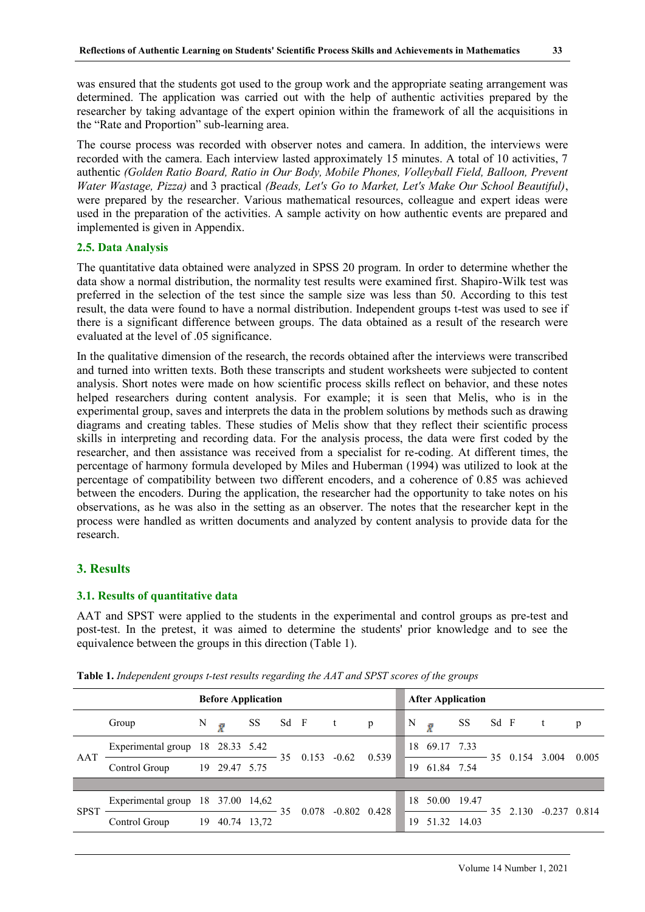was ensured that the students got used to the group work and the appropriate seating arrangement was determined. The application was carried out with the help of authentic activities prepared by the researcher by taking advantage of the expert opinion within the framework of all the acquisitions in the "Rate and Proportion" sub-learning area.

The course process was recorded with observer notes and camera. In addition, the interviews were recorded with the camera. Each interview lasted approximately 15 minutes. A total of 10 activities, 7 authentic *(Golden Ratio Board, Ratio in Our Body, Mobile Phones, Volleyball Field, Balloon, Prevent Water Wastage, Pizza)* and 3 practical *(Beads, Let's Go to Market, Let's Make Our School Beautiful)*, were prepared by the researcher. Various mathematical resources, colleague and expert ideas were used in the preparation of the activities. A sample activity on how authentic events are prepared and implemented is given in Appendix.

### 2.5. Data Analysis

The quantitative data obtained were analyzed in SPSS 20 program. In order to determine whether the data show a normal distribution, the normality test results were examined first. Shapiro-Wilk test was preferred in the selection of the test since the sample size was less than 50. According to this test result, the data were found to have a normal distribution. Independent groups t-test was used to see if there is a significant difference between groups. The data obtained as a result of the research were evaluated at the level of .05 significance.

In the qualitative dimension of the research, the records obtained after the interviews were transcribed and turned into written texts. Both these transcripts and student worksheets were subjected to content analysis. Short notes were made on how scientific process skills reflect on behavior, and these notes helped researchers during content analysis. For example; it is seen that Melis, who is in the experimental group, saves and interprets the data in the problem solutions by methods such as drawing diagrams and creating tables. These studies of Melis show that they reflect their scientific process skills in interpreting and recording data. For the analysis process, the data were first coded by the researcher, and then assistance was received from a specialist for re-coding. At different times, the percentage of harmony formula developed by Miles and Huberman (1994) was utilized to look at the percentage of compatibility between two different encoders, and a coherence of 0.85 was achieved between the encoders. During the application, the researcher had the opportunity to take notes on his observations, as he was also in the setting as an observer. The notes that the researcher kept in the process were handled as written documents and analyzed by content analysis to provide data for the research.

## 3. Results

### 3.1. Results of quantitative data

AAT and SPST were applied to the students in the experimental and control groups as pre-test and post-test. In the pretest, it was aimed to determine the students' prior knowledge and to see the equivalence between the groups in this direction (Table 1).

**Table 1.** *Independent groups t-test results regarding the AAT and SPST scores of the groups*

| | | Before Application | | | | | | | After Application | | | | | | |
|---|---|---|---|---|---|---|---|---|---|---|---|---|---|---|---|
| | Group | N | $\bar{X}$ | SS | Sd | F | t | p | N | $\bar{X}$ | SS | Sd | F | t | p |
| AAT | Experimental group | 18 | 28.33 | 5.42 | 35 | 0.153 | -0.62 | 0.539 | 18 | 69.17 | 7.33 | 35 | 0.154 | 3.004 | 0.005 |
| | Control Group | 19 | 29.47 | 5.75 | | | | | 19 | 61.84 | 7.54 | | | | |
| SPST | Experimental group | 18 | 37.00 | 14,62 | 35 | 0.078 | -0.802 | 0.428 | 18 | 50.00 | 19.47 | 35 | 2.130 | -0.237 | 0.814 |
| | Control Group | 19 | 40.74 | 13,72 | | | | | 19 | 51.32 | 14.03 | | | | |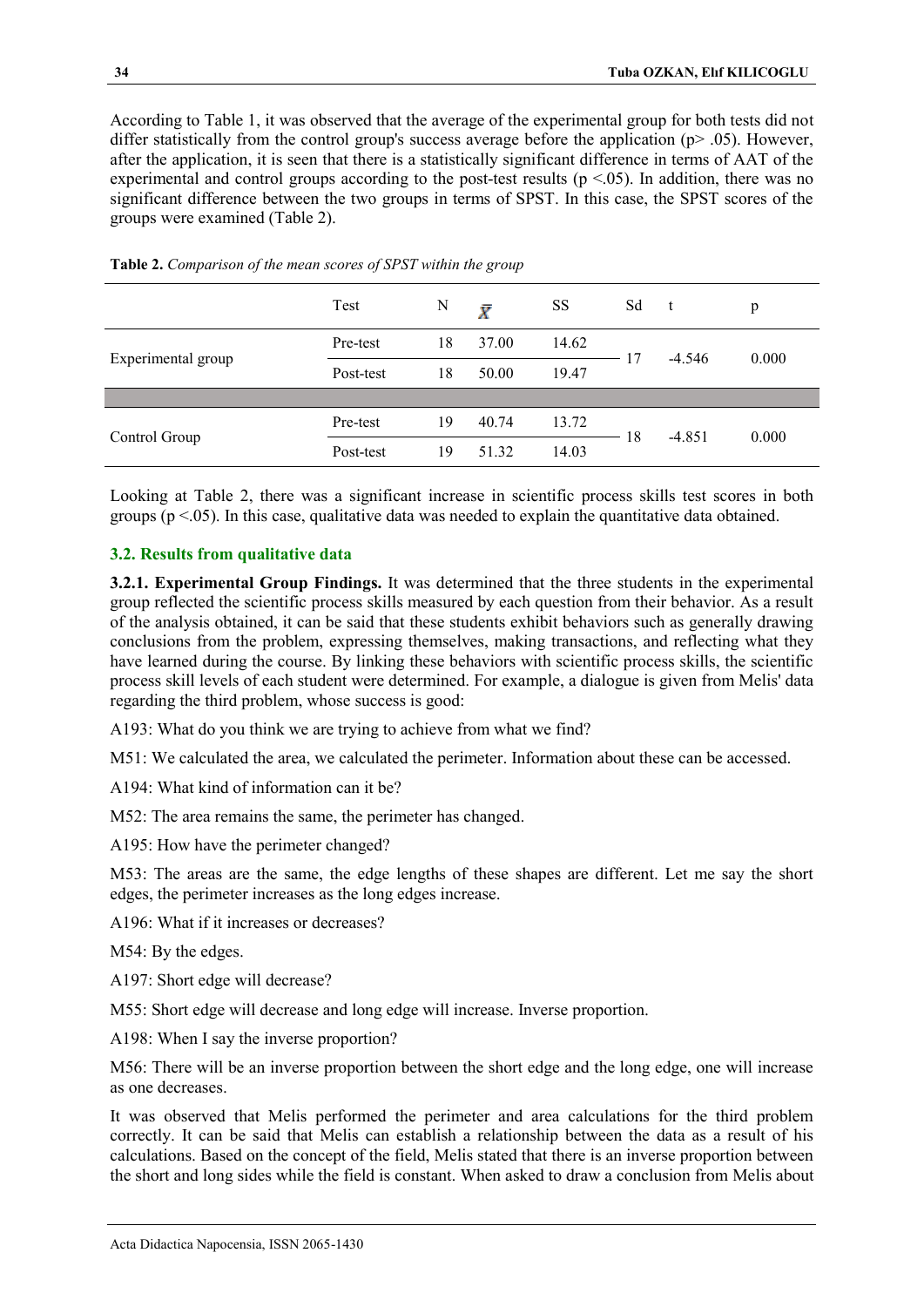According to Table 1, it was observed that the average of the experimental group for both tests did not differ statistically from the control group's success average before the application ($p > .05$). However, after the application, it is seen that there is a statistically significant difference in terms of AAT of the experimental and control groups according to the post-test results ($p < .05$). In addition, there was no significant difference between the two groups in terms of SPST. In this case, the SPST scores of the groups were examined (Table 2).

**Table 2.** *Comparison of the mean scores of SPST within the group*

| | Test | N | $\bar{X}$ | SS | Sd | t | p |
|---|---|---|---|---|---|---|---|
| Experimental group | Pre-test | 18 | 37.00 | 14.62 | 17 | -4.546 | 0.000 |
| | Post-test | 18 | 50.00 | 19.47 | | | |
| Control Group | Pre-test | 19 | 40.74 | 13.72 | 18 | -4.851 | 0.000 |
| | Post-test | 19 | 51.32 | 14.03 | | | |

Looking at Table 2, there was a significant increase in scientific process skills test scores in both groups ($p < .05$). In this case, qualitative data was needed to explain the quantitative data obtained.

### 3.2. Results from qualitative data

**3.2.1. Experimental Group Findings.** It was determined that the three students in the experimental group reflected the scientific process skills measured by each question from their behavior. As a result of the analysis obtained, it can be said that these students exhibit behaviors such as generally drawing conclusions from the problem, expressing themselves, making transactions, and reflecting what they have learned during the course. By linking these behaviors with scientific process skills, the scientific process skill levels of each student were determined. For example, a dialogue is given from Melis' data regarding the third problem, whose success is good:

A193: What do you think we are trying to achieve from what we find?

M51: We calculated the area, we calculated the perimeter. Information about these can be accessed.

A194: What kind of information can it be?

M52: The area remains the same, the perimeter has changed.

A195: How have the perimeter changed?

M53: The areas are the same, the edge lengths of these shapes are different. Let me say the short edges, the perimeter increases as the long edges increase.

A196: What if it increases or decreases?

M54: By the edges.

A197: Short edge will decrease?

M55: Short edge will decrease and long edge will increase. Inverse proportion.

A198: When I say the inverse proportion?

M56: There will be an inverse proportion between the short edge and the long edge, one will increase as one decreases.

It was observed that Melis performed the perimeter and area calculations for the third problem correctly. It can be said that Melis can establish a relationship between the data as a result of his calculations. Based on the concept of the field, Melis stated that there is an inverse proportion between the short and long sides while the field is constant. When asked to draw a conclusion from Melis about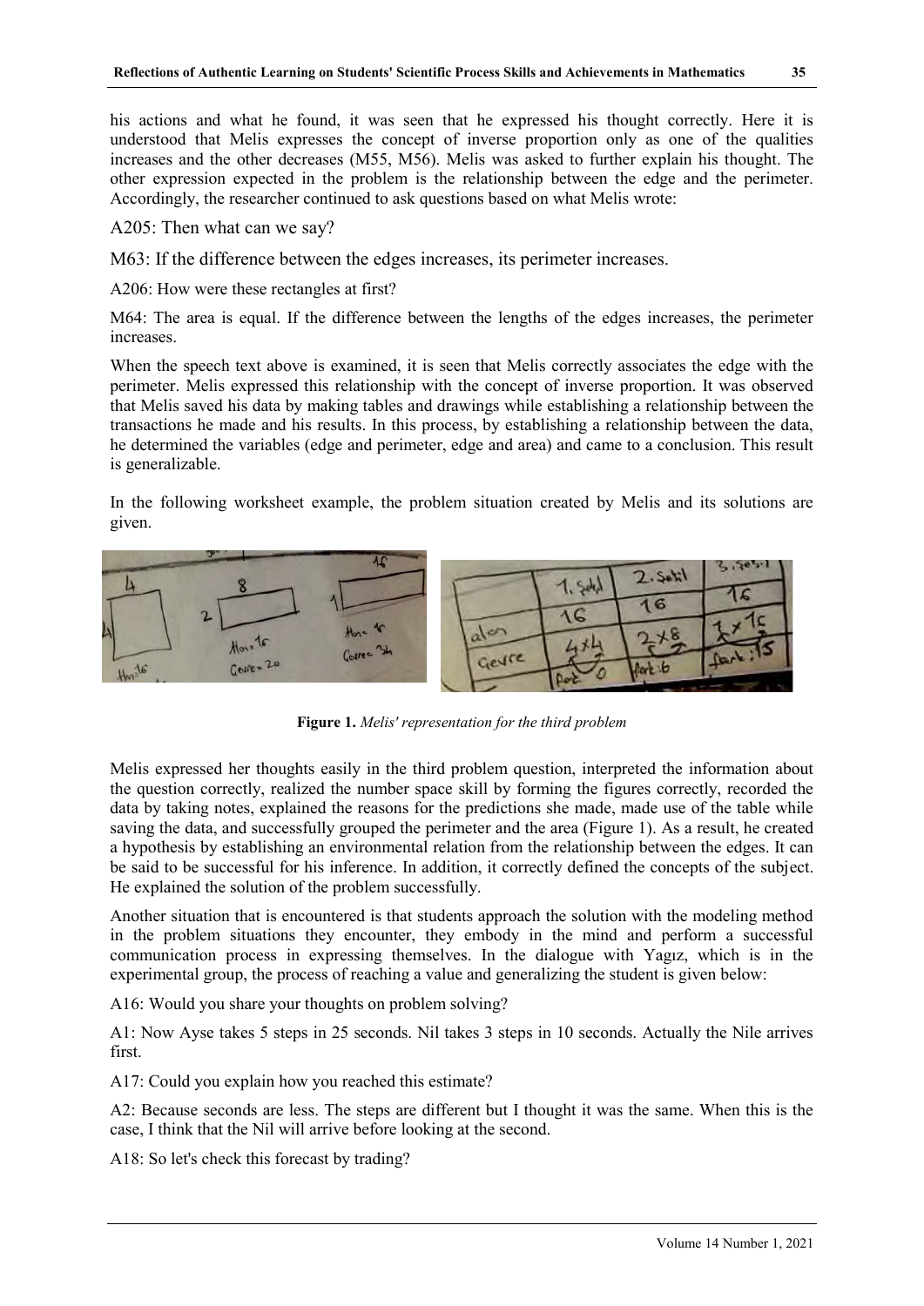his actions and what he found, it was seen that he expressed his thought correctly. Here it is understood that Melis expresses the concept of inverse proportion only as one of the qualities increases and the other decreases (M55, M56). Melis was asked to further explain his thought. The other expression expected in the problem is the relationship between the edge and the perimeter. Accordingly, the researcher continued to ask questions based on what Melis wrote:

A205: Then what can we say?

M63: If the difference between the edges increases, its perimeter increases.

A206: How were these rectangles at first?

M64: The area is equal. If the difference between the lengths of the edges increases, the perimeter increases.

When the speech text above is examined, it is seen that Melis correctly associates the edge with the perimeter. Melis expressed this relationship with the concept of inverse proportion. It was observed that Melis saved his data by making tables and drawings while establishing a relationship between the transactions he made and his results. In this process, by establishing a relationship between the data, he determined the variables (edge and perimeter, edge and area) and came to a conclusion. This result is generalizable.

In the following worksheet example, the problem situation created by Melis and its solutions are given.

**Figure 1.** *Melis' representation for the third problem*

Melis expressed her thoughts easily in the third problem question, interpreted the information about the question correctly, realized the number space skill by forming the figures correctly, recorded the data by taking notes, explained the reasons for the predictions she made, made use of the table while saving the data, and successfully grouped the perimeter and the area (Figure 1). As a result, he created a hypothesis by establishing an environmental relation from the relationship between the edges. It can be said to be successful for his inference. In addition, it correctly defined the concepts of the subject. He explained the solution of the problem successfully.

Another situation that is encountered is that students approach the solution with the modeling method in the problem situations they encounter, they embody in the mind and perform a successful communication process in expressing themselves. In the dialogue with Yagız, which is in the experimental group, the process of reaching a value and generalizing the student is given below:

A16: Would you share your thoughts on problem solving?

A1: Now Ayse takes 5 steps in 25 seconds. Nil takes 3 steps in 10 seconds. Actually the Nile arrives first.

A17: Could you explain how you reached this estimate?

A2: Because seconds are less. The steps are different but I thought it was the same. When this is the case, I think that the Nil will arrive before looking at the second.

A18: So let's check this forecast by trading?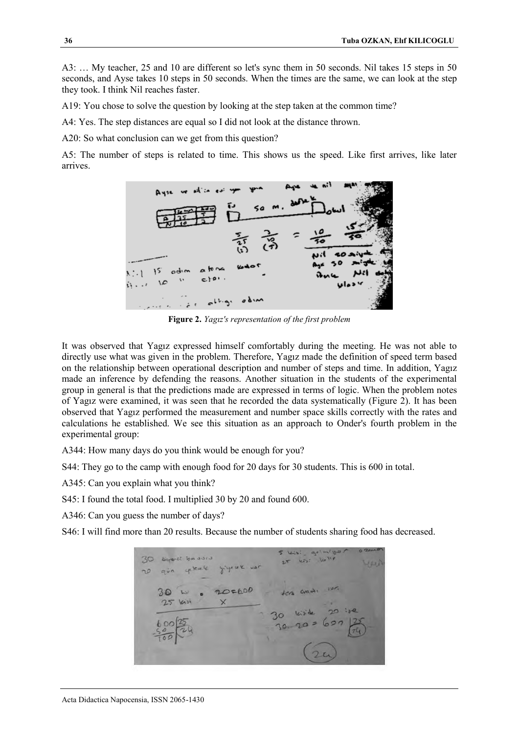A3: … My teacher, 25 and 10 are different so let's sync them in 50 seconds. Nil takes 15 steps in 50 seconds, and Ayse takes 10 steps in 50 seconds. When the times are the same, we can look at the step they took. I think Nil reaches faster.

A19: You chose to solve the question by looking at the step taken at the common time?

A4: Yes. The step distances are equal so I did not look at the distance thrown.

A20: So what conclusion can we get from this question?

A5: The number of steps is related to time. This shows us the speed. Like first arrives, like later arrives.

**Figure 2.** *Yagız's representation of the first problem*

It was observed that Yagız expressed himself comfortably during the meeting. He was not able to directly use what was given in the problem. Therefore, Yagız made the definition of speed term based on the relationship between operational description and number of steps and time. In addition, Yagız made an inference by defending the reasons. Another situation in the students of the experimental group in general is that the predictions made are expressed in terms of logic. When the problem notes of Yagız were examined, it was seen that he recorded the data systematically (Figure 2). It has been observed that Yagız performed the measurement and number space skills correctly with the rates and calculations he established. We see this situation as an approach to Onder's fourth problem in the experimental group:

A344: How many days do you think would be enough for you?

S44: They go to the camp with enough food for 20 days for 30 students. This is 600 in total.

A345: Can you explain what you think?

S45: I found the total food. I multiplied 30 by 20 and found 600.

A346: Can you guess the number of days?

S46: I will find more than 20 results. Because the number of students sharing food has decreased.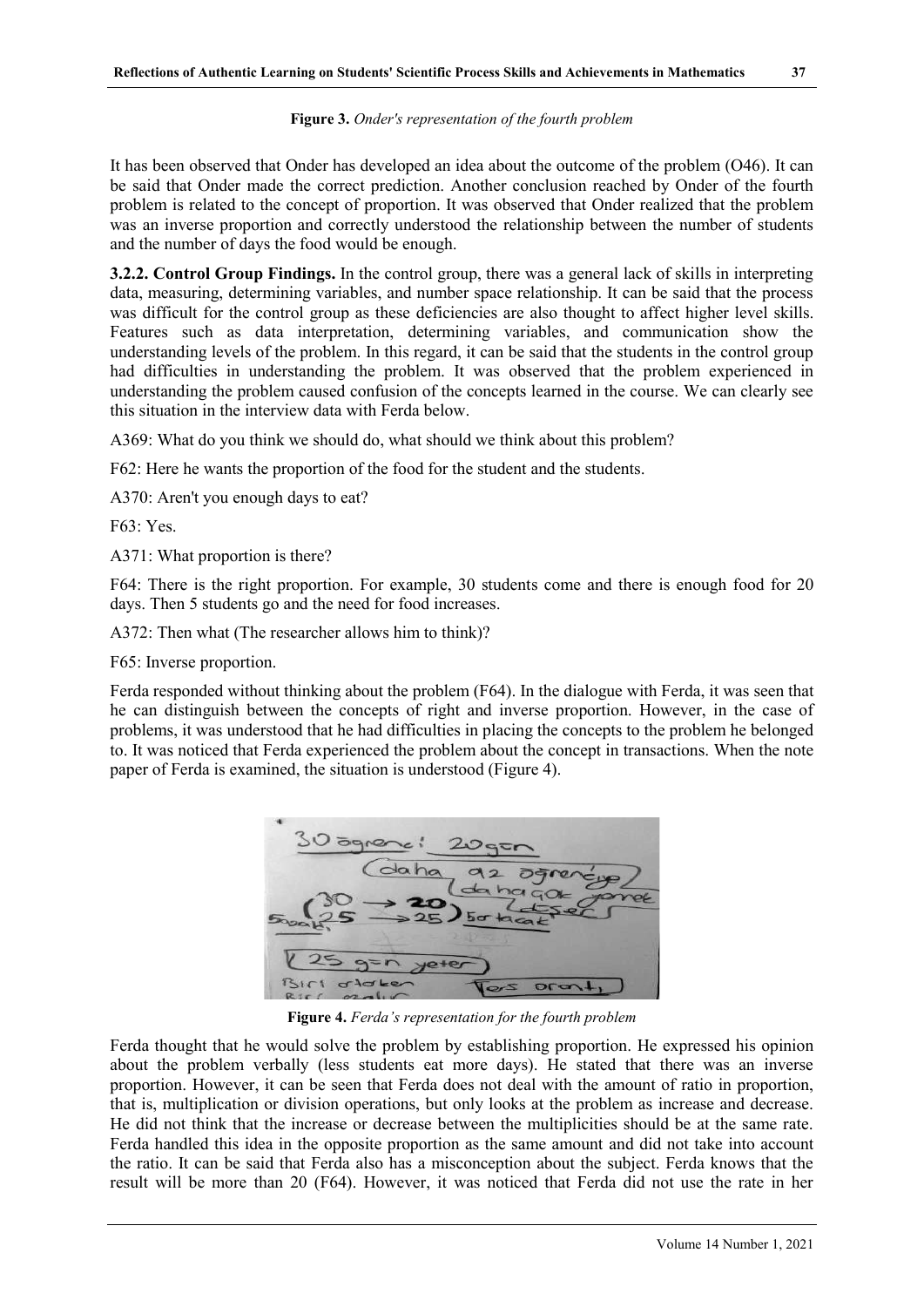**Figure 3.** *Onder's representation of the fourth problem*

It has been observed that Onder has developed an idea about the outcome of the problem (O46). It can be said that Onder made the correct prediction. Another conclusion reached by Onder of the fourth problem is related to the concept of proportion. It was observed that Onder realized that the problem was an inverse proportion and correctly understood the relationship between the number of students and the number of days the food would be enough.

**3.2.2. Control Group Findings.** In the control group, there was a general lack of skills in interpreting data, measuring, determining variables, and number space relationship. It can be said that the process was difficult for the control group as these deficiencies are also thought to affect higher level skills. Features such as data interpretation, determining variables, and communication show the understanding levels of the problem. In this regard, it can be said that the students in the control group had difficulties in understanding the problem. It was observed that the problem experienced in understanding the problem caused confusion of the concepts learned in the course. We can clearly see this situation in the interview data with Ferda below.

A369: What do you think we should do, what should we think about this problem?

F62: Here he wants the proportion of the food for the student and the students.

A370: Aren't you enough days to eat?

F63: Yes.

A371: What proportion is there?

F64: There is the right proportion. For example, 30 students come and there is enough food for 20 days. Then 5 students go and the need for food increases.

A372: Then what (The researcher allows him to think)?

F65: Inverse proportion.

Ferda responded without thinking about the problem (F64). In the dialogue with Ferda, it was seen that he can distinguish between the concepts of right and inverse proportion. However, in the case of problems, it was understood that he had difficulties in placing the concepts to the problem he belonged to. It was noticed that Ferda experienced the problem about the concept in transactions. When the note paper of Ferda is examined, the situation is understood (Figure 4).

**Figure 4.** *Ferda's representation for the fourth problem*

Ferda thought that he would solve the problem by establishing proportion. He expressed his opinion about the problem verbally (less students eat more days). He stated that there was an inverse proportion. However, it can be seen that Ferda does not deal with the amount of ratio in proportion, that is, multiplication or division operations, but only looks at the problem as increase and decrease. He did not think that the increase or decrease between the multiplicities should be at the same rate. Ferda handled this idea in the opposite proportion as the same amount and did not take into account the ratio. It can be said that Ferda also has a misconception about the subject. Ferda knows that the result will be more than 20 (F64). However, it was noticed that Ferda did not use the rate in her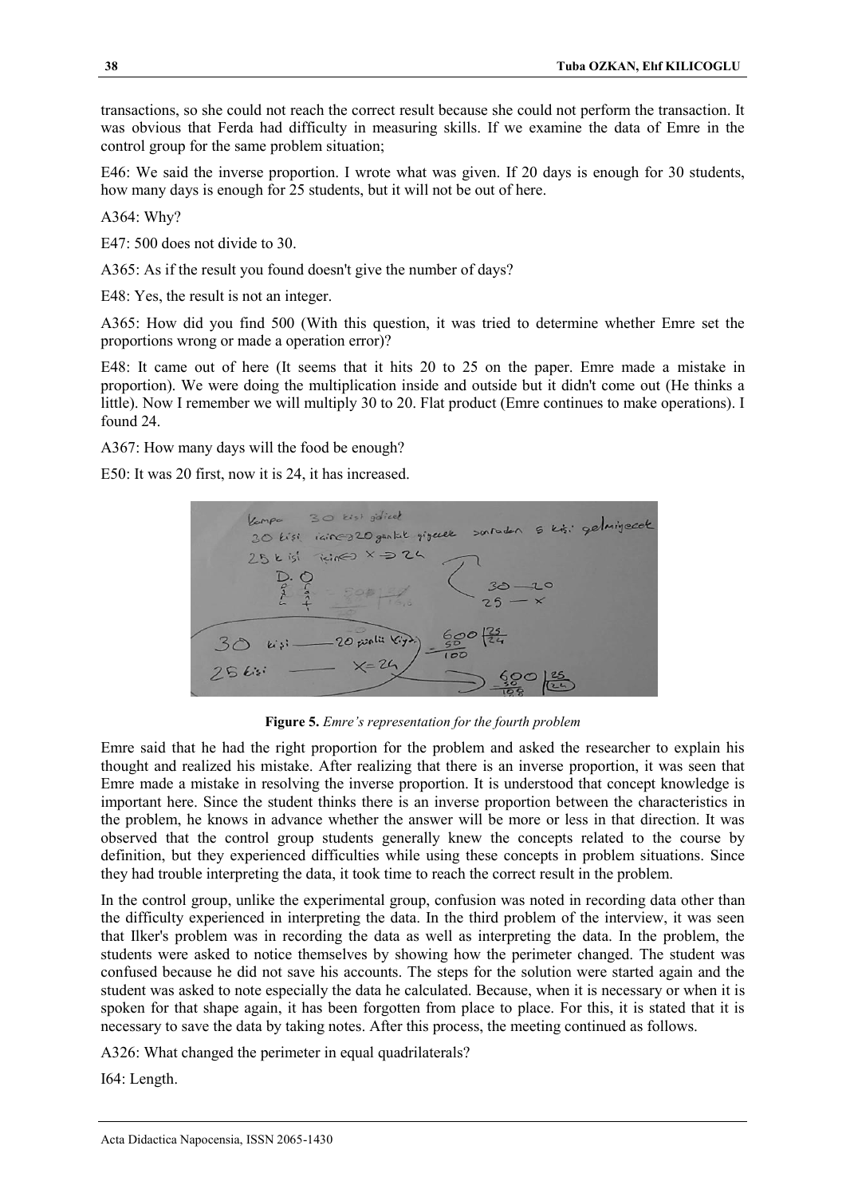transactions, so she could not reach the correct result because she could not perform the transaction. It was obvious that Ferda had difficulty in measuring skills. If we examine the data of Emre in the control group for the same problem situation;

E46: We said the inverse proportion. I wrote what was given. If 20 days is enough for 30 students, how many days is enough for 25 students, but it will not be out of here.

A364: Why?

E47: 500 does not divide to 30.

A365: As if the result you found doesn't give the number of days?

E48: Yes, the result is not an integer.

A365: How did you find 500 (With this question, it was tried to determine whether Emre set the proportions wrong or made a operation error)?

E48: It came out of here (It seems that it hits 20 to 25 on the paper. Emre made a mistake in proportion). We were doing the multiplication inside and outside but it didn't come out (He thinks a little). Now I remember we will multiply 30 to 20. Flat product (Emre continues to make operations). I found 24.

A367: How many days will the food be enough?

E50: It was 20 first, now it is 24, it has increased.

**Figure 5.** *Emre's representation for the fourth problem*

Emre said that he had the right proportion for the problem and asked the researcher to explain his thought and realized his mistake. After realizing that there is an inverse proportion, it was seen that Emre made a mistake in resolving the inverse proportion. It is understood that concept knowledge is important here. Since the student thinks there is an inverse proportion between the characteristics in the problem, he knows in advance whether the answer will be more or less in that direction. It was observed that the control group students generally knew the concepts related to the course by definition, but they experienced difficulties while using these concepts in problem situations. Since they had trouble interpreting the data, it took time to reach the correct result in the problem.

In the control group, unlike the experimental group, confusion was noted in recording data other than the difficulty experienced in interpreting the data. In the third problem of the interview, it was seen that Ilker's problem was in recording the data as well as interpreting the data. In the problem, the students were asked to notice themselves by showing how the perimeter changed. The student was confused because he did not save his accounts. The steps for the solution were started again and the student was asked to note especially the data he calculated. Because, when it is necessary or when it is spoken for that shape again, it has been forgotten from place to place. For this, it is stated that it is necessary to save the data by taking notes. After this process, the meeting continued as follows.

A326: What changed the perimeter in equal quadrilaterals?

I64: Length.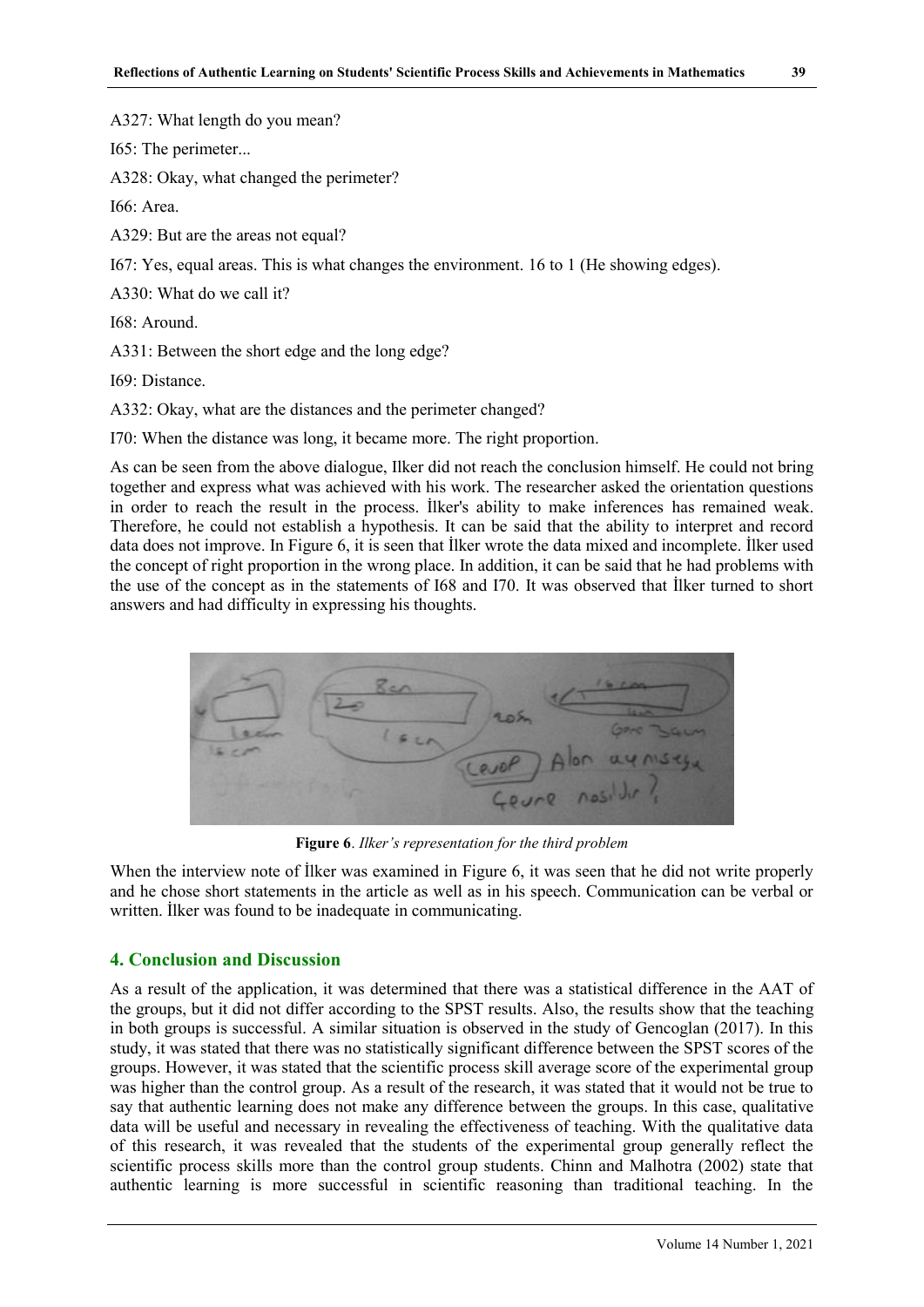A327: What length do you mean?

I65: The perimeter...

A328: Okay, what changed the perimeter?

I66: Area.

A329: But are the areas not equal?

I67: Yes, equal areas. This is what changes the environment. 16 to 1 (He showing edges).

A330: What do we call it?

I68: Around.

A331: Between the short edge and the long edge?

I69: Distance.

A332: Okay, what are the distances and the perimeter changed?

I70: When the distance was long, it became more. The right proportion.

As can be seen from the above dialogue, Ilker did not reach the conclusion himself. He could not bring together and express what was achieved with his work. The researcher asked the orientation questions in order to reach the result in the process. İlker's ability to make inferences has remained weak. Therefore, he could not establish a hypothesis. It can be said that the ability to interpret and record data does not improve. In Figure 6, it is seen that İlker wrote the data mixed and incomplete. İlker used the concept of right proportion in the wrong place. In addition, it can be said that he had problems with the use of the concept as in the statements of I68 and I70. It was observed that İlker turned to short answers and had difficulty in expressing his thoughts.

**Figure 6**. *Ilker's representation for the third problem*

When the interview note of İlker was examined in Figure 6, it was seen that he did not write properly and he chose short statements in the article as well as in his speech. Communication can be verbal or written. İlker was found to be inadequate in communicating.

## 4. Conclusion and Discussion

As a result of the application, it was determined that there was a statistical difference in the AAT of the groups, but it did not differ according to the SPST results. Also, the results show that the teaching in both groups is successful. A similar situation is observed in the study of Gencoglan (2017). In this study, it was stated that there was no statistically significant difference between the SPST scores of the groups. However, it was stated that the scientific process skill average score of the experimental group was higher than the control group. As a result of the research, it was stated that it would not be true to say that authentic learning does not make any difference between the groups. In this case, qualitative data will be useful and necessary in revealing the effectiveness of teaching. With the qualitative data of this research, it was revealed that the students of the experimental group generally reflect the scientific process skills more than the control group students. Chinn and Malhotra (2002) state that authentic learning is more successful in scientific reasoning than traditional teaching. In the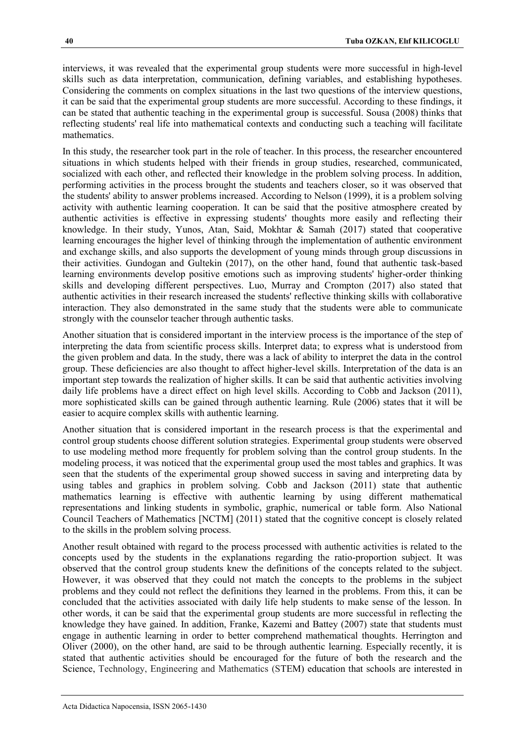interviews, it was revealed that the experimental group students were more successful in high-level skills such as data interpretation, communication, defining variables, and establishing hypotheses. Considering the comments on complex situations in the last two questions of the interview questions, it can be said that the experimental group students are more successful. According to these findings, it can be stated that authentic teaching in the experimental group is successful. Sousa (2008) thinks that reflecting students' real life into mathematical contexts and conducting such a teaching will facilitate mathematics.

In this study, the researcher took part in the role of teacher. In this process, the researcher encountered situations in which students helped with their friends in group studies, researched, communicated, socialized with each other, and reflected their knowledge in the problem solving process. In addition, performing activities in the process brought the students and teachers closer, so it was observed that the students' ability to answer problems increased. According to Nelson (1999), it is a problem solving activity with authentic learning cooperation. It can be said that the positive atmosphere created by authentic activities is effective in expressing students' thoughts more easily and reflecting their knowledge. In their study, Yunos, Atan, Said, Mokhtar & Samah (2017) stated that cooperative learning encourages the higher level of thinking through the implementation of authentic environment and exchange skills, and also supports the development of young minds through group discussions in their activities. Gundogan and Gultekin (2017), on the other hand, found that authentic task-based learning environments develop positive emotions such as improving students' higher-order thinking skills and developing different perspectives. Luo, Murray and Crompton (2017) also stated that authentic activities in their research increased the students' reflective thinking skills with collaborative interaction. They also demonstrated in the same study that the students were able to communicate strongly with the counselor teacher through authentic tasks.

Another situation that is considered important in the interview process is the importance of the step of interpreting the data from scientific process skills. Interpret data; to express what is understood from the given problem and data. In the study, there was a lack of ability to interpret the data in the control group. These deficiencies are also thought to affect higher-level skills. Interpretation of the data is an important step towards the realization of higher skills. It can be said that authentic activities involving daily life problems have a direct effect on high level skills. According to Cobb and Jackson (2011), more sophisticated skills can be gained through authentic learning. Rule (2006) states that it will be easier to acquire complex skills with authentic learning.

Another situation that is considered important in the research process is that the experimental and control group students choose different solution strategies. Experimental group students were observed to use modeling method more frequently for problem solving than the control group students. In the modeling process, it was noticed that the experimental group used the most tables and graphics. It was seen that the students of the experimental group showed success in saving and interpreting data by using tables and graphics in problem solving. Cobb and Jackson (2011) state that authentic mathematics learning is effective with authentic learning by using different mathematical representations and linking students in symbolic, graphic, numerical or table form. Also National Council Teachers of Mathematics [NCTM] (2011) stated that the cognitive concept is closely related to the skills in the problem solving process.

Another result obtained with regard to the process processed with authentic activities is related to the concepts used by the students in the explanations regarding the ratio-proportion subject. It was observed that the control group students knew the definitions of the concepts related to the subject. However, it was observed that they could not match the concepts to the problems in the subject problems and they could not reflect the definitions they learned in the problems. From this, it can be concluded that the activities associated with daily life help students to make sense of the lesson. In other words, it can be said that the experimental group students are more successful in reflecting the knowledge they have gained. In addition, Franke, Kazemi and Battey (2007) state that students must engage in authentic learning in order to better comprehend mathematical thoughts. Herrington and Oliver (2000), on the other hand, are said to be through authentic learning. Especially recently, it is stated that authentic activities should be encouraged for the future of both the research and the Science, Technology, Engineering and Mathematics (STEM) education that schools are interested in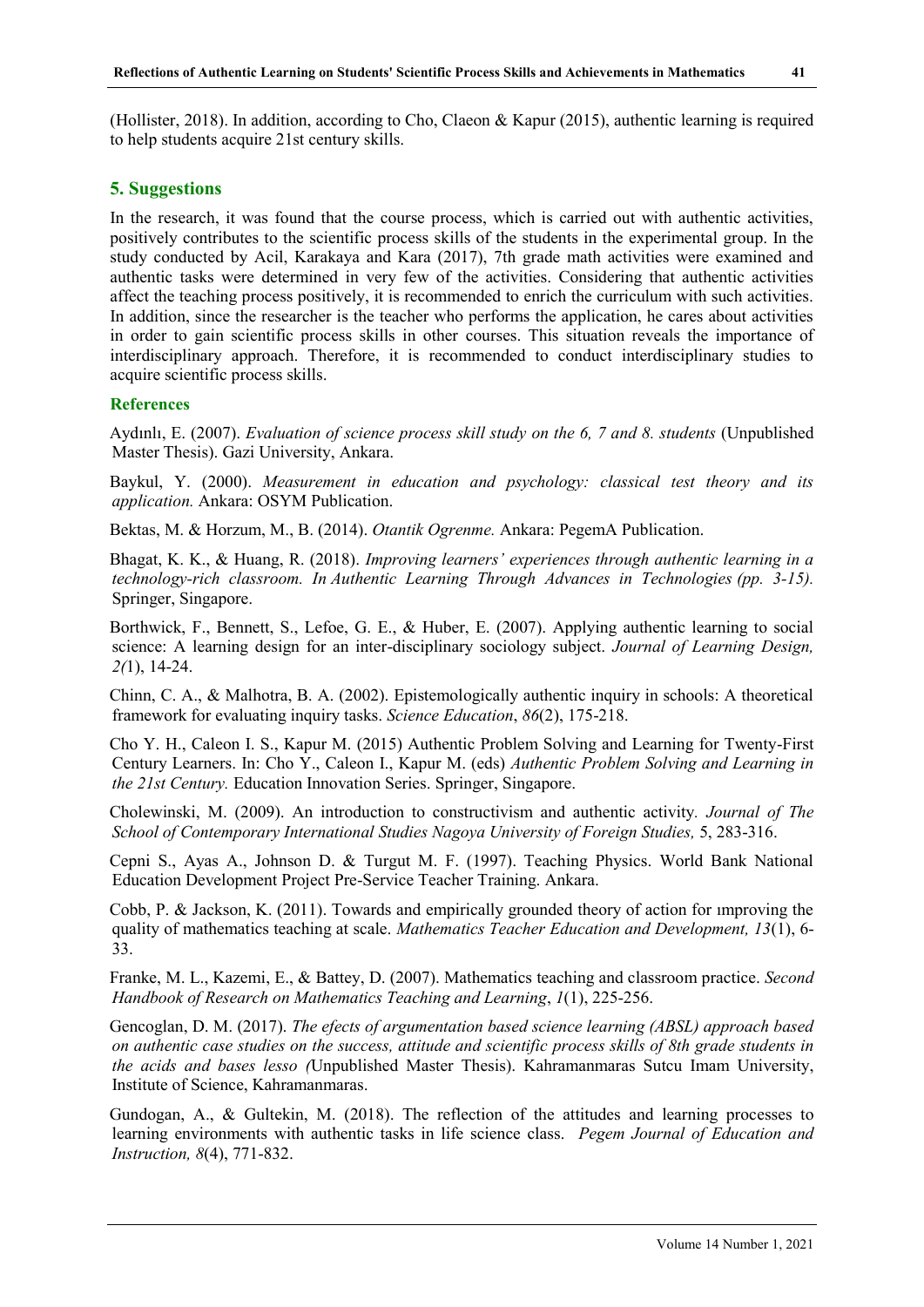(Hollister, 2018). In addition, according to Cho, Claeon & Kapur (2015), authentic learning is required to help students acquire 21st century skills.

## 5. Suggestions

In the research, it was found that the course process, which is carried out with authentic activities, positively contributes to the scientific process skills of the students in the experimental group. In the study conducted by Acil, Karakaya and Kara (2017), 7th grade math activities were examined and authentic tasks were determined in very few of the activities. Considering that authentic activities affect the teaching process positively, it is recommended to enrich the curriculum with such activities. In addition, since the researcher is the teacher who performs the application, he cares about activities in order to gain scientific process skills in other courses. This situation reveals the importance of interdisciplinary approach. Therefore, it is recommended to conduct interdisciplinary studies to acquire scientific process skills.

### References

Aydınlı, E. (2007). *Evaluation of science process skill study on the 6, 7 and 8. students* (Unpublished Master Thesis). Gazi University, Ankara.

Baykul, Y. (2000). *Measurement in education and psychology: classical test theory and its application.* Ankara: OSYM Publication.

Bektas, M. & Horzum, M., B. (2014). *Otantik Ogrenme.* Ankara: PegemA Publication.

Bhagat, K. K., & Huang, R. (2018). *Improving learners' experiences through authentic learning in a technology-rich classroom. In Authentic Learning Through Advances in Technologies (pp. 3-15).* Springer, Singapore.

Borthwick, F., Bennett, S., Lefoe, G. E., & Huber, E. (2007). Applying authentic learning to social science: A learning design for an inter-disciplinary sociology subject. *Journal of Learning Design, 2(*1), 14-24.

Chinn, C. A., & Malhotra, B. A. (2002). Epistemologically authentic inquiry in schools: A theoretical framework for evaluating inquiry tasks. *Science Education*, *86*(2), 175-218.

Cho Y. H., Caleon I. S., Kapur M. (2015) Authentic Problem Solving and Learning for Twenty-First Century Learners. In: Cho Y., Caleon I., Kapur M. (eds) *Authentic Problem Solving and Learning in the 21st Century.* Education Innovation Series. Springer, Singapore.

Cholewinski, M. (2009). An introduction to constructivism and authentic activity*. Journal of The School of Contemporary International Studies Nagoya University of Foreign Studies,* 5, 283-316.

Cepni S., Ayas A., Johnson D. & Turgut M. F. (1997). Teaching Physics. World Bank National Education Development Project Pre-Service Teacher Training. Ankara.

Cobb, P. & Jackson, K. (2011). Towards and empirically grounded theory of action for ımproving the quality of mathematics teaching at scale. *Mathematics Teacher Education and Development, 13*(1), 6-33.

Franke, M. L., Kazemi, E., & Battey, D. (2007). Mathematics teaching and classroom practice. *Second Handbook of Research on Mathematics Teaching and Learning*, *1*(1), 225-256.

Gencoglan, D. M. (2017). *The efects of argumentation based science learning (ABSL) approach based on authentic case studies on the success, attitude and scientific process skills of 8th grade students in the acids and bases lesso (*Unpublished Master Thesis). Kahramanmaras Sutcu Imam University, Institute of Science, Kahramanmaras.

Gundogan, A., & Gultekin, M. (2018). The reflection of the attitudes and learning processes to learning environments with authentic tasks in life science class. *Pegem Journal of Education and Instruction, 8*(4), 771-832.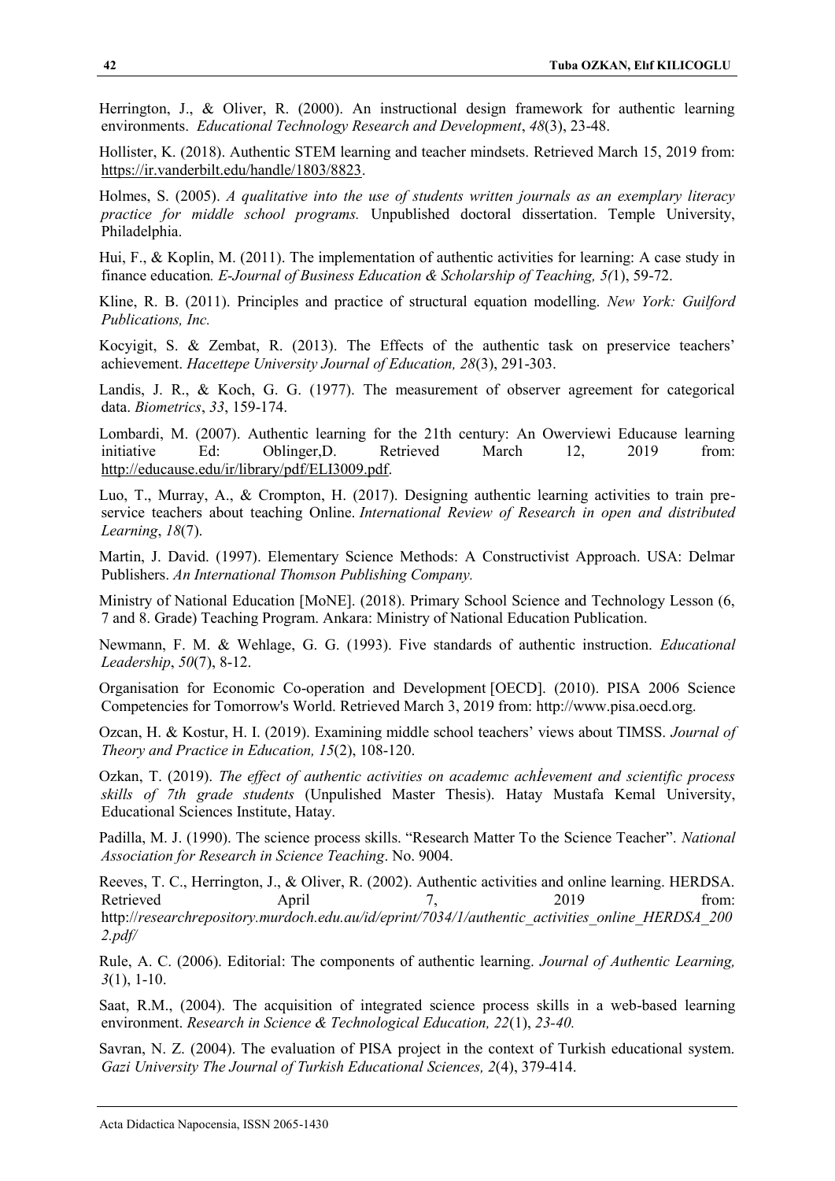Herrington, J., & Oliver, R. (2000). An instructional design framework for authentic learning environments. *Educational Technology Research and Development*, *48*(3), 23-48.

Hollister, K. (2018). Authentic STEM learning and teacher mindsets. Retrieved March 15, 2019 from: https://ir.vanderbilt.edu/handle/1803/8823.

Holmes, S. (2005). *A qualitative into the use of students written journals as an exemplary literacy practice for middle school programs.* Unpublished doctoral dissertation. Temple University, Philadelphia.

Hui, F., & Koplin, M. (2011). The implementation of authentic activities for learning: A case study in finance education*. E-Journal of Business Education & Scholarship of Teaching, 5(*1), 59-72.

Kline, R. B. (2011). Principles and practice of structural equation modelling. *New York: Guilford Publications, Inc.*

Kocyigit, S. & Zembat, R. (2013). The Effects of the authentic task on preservice teachers' achievement. *Hacettepe University Journal of Education, 28*(3), 291-303.

Landis, J. R., & Koch, G. G. (1977). The measurement of observer agreement for categorical data. *Biometrics*, *33*, 159-174.

Lombardi, M. (2007). Authentic learning for the 21th century: An Owerviewi Educause learning initiative Ed: Oblinger,D. Retrieved March 12, 2019 from: http://educause.edu/ir/library/pdf/ELI3009.pdf.

Luo, T., Murray, A., & Crompton, H. (2017). Designing authentic learning activities to train pre-service teachers about teaching Online. *International Review of Research in open and distributed Learning*, *18*(7).

Martin, J. David. (1997). Elementary Science Methods: A Constructivist Approach. USA: Delmar Publishers. *An International Thomson Publishing Company.*

Ministry of National Education [MoNE]. (2018). Primary School Science and Technology Lesson (6, 7 and 8. Grade) Teaching Program. Ankara: Ministry of National Education Publication.

Newmann, F. M. & Wehlage, G. G. (1993). Five standards of authentic instruction. *Educational Leadership*, *50*(7), 8-12.

Organisation for Economic Co-operation and Development [OECD]. (2010). PISA 2006 Science Competencies for Tomorrow's World. Retrieved March 3, 2019 from: http://www.pisa.oecd.org.

Ozcan, H. & Kostur, H. I. (2019). Examining middle school teachers' views about TIMSS. *Journal of Theory and Practice in Education, 15*(2), 108-120.

Ozkan, T. (2019). *The effect of authentic activities on academıc achİevement and scientific process skills of 7th grade students* (Unpulished Master Thesis). Hatay Mustafa Kemal University, Educational Sciences Institute, Hatay.

Padilla, M. J. (1990). The science process skills. "Research Matter To the Science Teacher". *National Association for Research in Science Teaching*. No. 9004.

Reeves, T. C., Herrington, J., & Oliver, R. (2002). Authentic activities and online learning. HERDSA. Retrieved April 7, 2019 from: http://*researchrepository.murdoch.edu.au/id/eprint/7034/1/authentic_activities_online_HERDSA_2002.pdf/*

Rule, A. C. (2006). Editorial: The components of authentic learning. *Journal of Authentic Learning, 3*(1), 1-10.

Saat, R.M., (2004). The acquisition of integrated science process skills in a web-based learning environment. *Research in Science & Technological Education, 22*(1), *23-40.*

Savran, N. Z. (2004). The evaluation of PISA project in the context of Turkish educational system. *Gazi University The Journal of Turkish Educational Sciences, 2*(4), 379-414.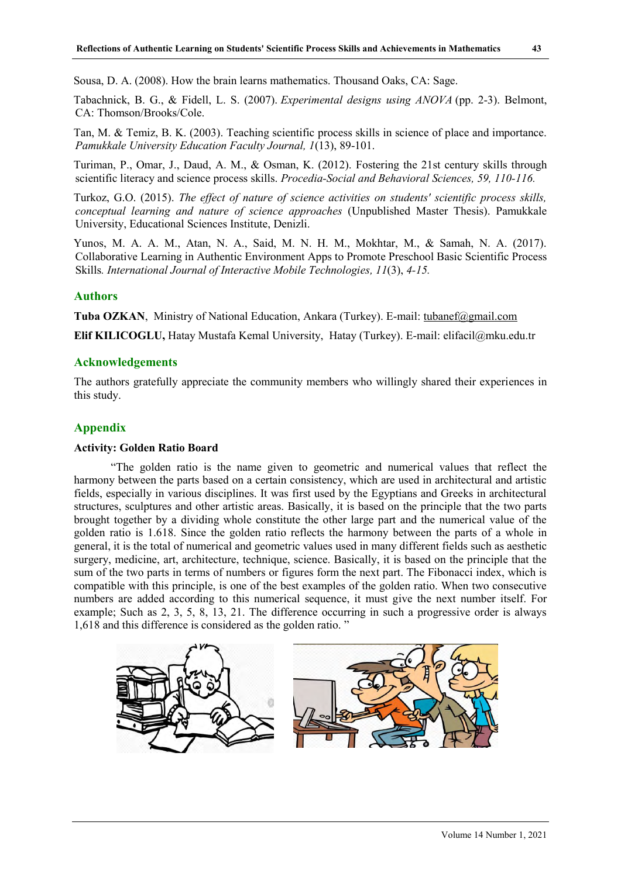Sousa, D. A. (2008). How the brain learns mathematics. Thousand Oaks, CA: Sage.

Tabachnick, B. G., & Fidell, L. S. (2007). *Experimental designs using ANOVA* (pp. 2-3). Belmont, CA: Thomson/Brooks/Cole.

Tan, M. & Temiz, B. K. (2003). Teaching scientific process skills in science of place and importance. *Pamukkale University Education Faculty Journal, 1*(13), 89-101.

Turiman, P., Omar, J., Daud, A. M., & Osman, K. (2012). Fostering the 21st century skills through scientific literacy and science process skills. *Procedia-Social and Behavioral Sciences, 59, 110-116.*

Turkoz, G.O. (2015). *The effect of nature of science activities on students' scientific process skills, conceptual learning and nature of science approaches* (Unpublished Master Thesis). Pamukkale University, Educational Sciences Institute, Denizli.

Yunos, M. A. A. M., Atan, N. A., Said, M. N. H. M., Mokhtar, M., & Samah, N. A. (2017). Collaborative Learning in Authentic Environment Apps to Promote Preschool Basic Scientific Process Skills*. International Journal of Interactive Mobile Technologies, 11*(3), *4-15.*

## Authors

**Tuba OZKAN**, Ministry of National Education, Ankara (Turkey). E-mail: tubanef@gmail.com

**Elif KILICOGLU,** Hatay Mustafa Kemal University, Hatay (Turkey). E-mail: elifacil@mku.edu.tr

## Acknowledgements

The authors gratefully appreciate the community members who willingly shared their experiences in this study.

## Appendix

### Activity: Golden Ratio Board

"The golden ratio is the name given to geometric and numerical values that reflect the harmony between the parts based on a certain consistency, which are used in architectural and artistic fields, especially in various disciplines. It was first used by the Egyptians and Greeks in architectural structures, sculptures and other artistic areas. Basically, it is based on the principle that the two parts brought together by a dividing whole constitute the other large part and the numerical value of the golden ratio is 1.618. Since the golden ratio reflects the harmony between the parts of a whole in general, it is the total of numerical and geometric values used in many different fields such as aesthetic surgery, medicine, art, architecture, technique, science. Basically, it is based on the principle that the sum of the two parts in terms of numbers or figures form the next part. The Fibonacci index, which is compatible with this principle, is one of the best examples of the golden ratio. When two consecutive numbers are added according to this numerical sequence, it must give the next number itself. For example; Such as 2, 3, 5, 8, 13, 21. The difference occurring in such a progressive order is always 1,618 and this difference is considered as the golden ratio. "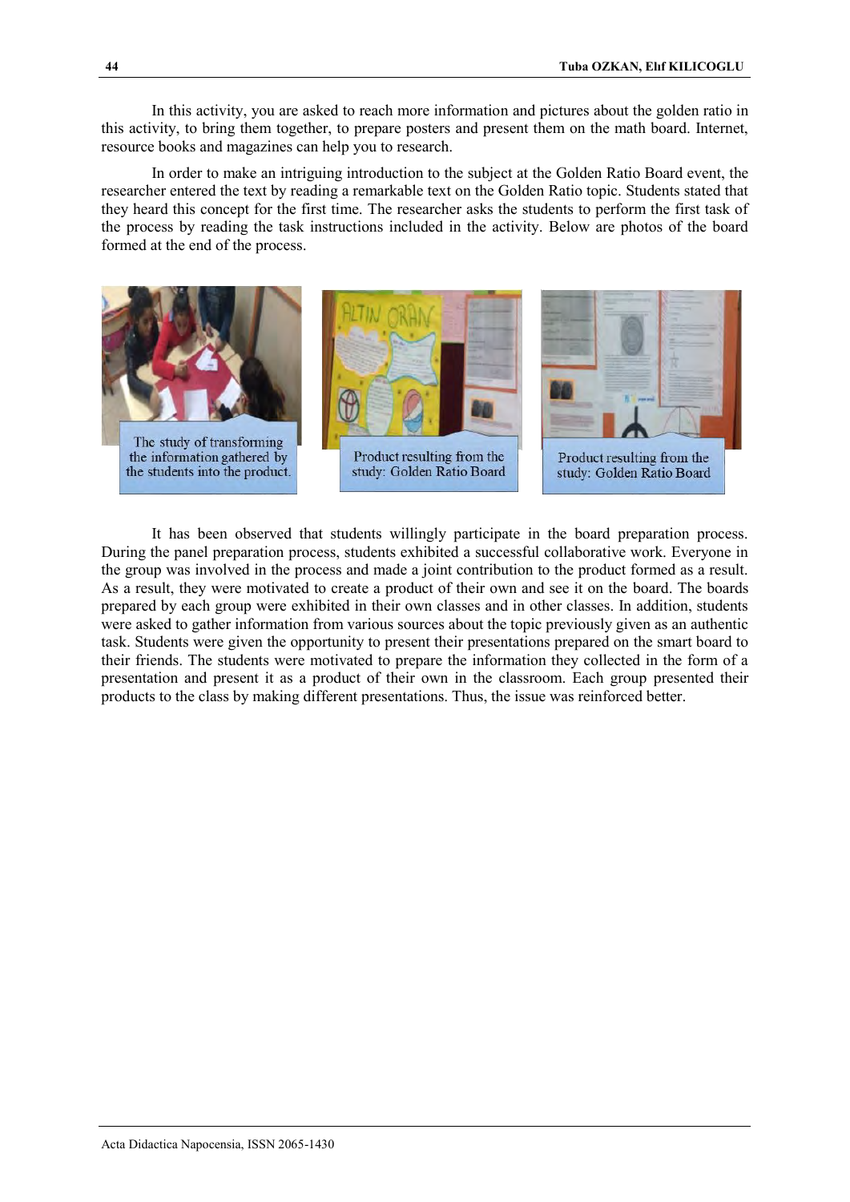In this activity, you are asked to reach more information and pictures about the golden ratio in this activity, to bring them together, to prepare posters and present them on the math board. Internet, resource books and magazines can help you to research.

In order to make an intriguing introduction to the subject at the Golden Ratio Board event, the researcher entered the text by reading a remarkable text on the Golden Ratio topic. Students stated that they heard this concept for the first time. The researcher asks the students to perform the first task of the process by reading the task instructions included in the activity. Below are photos of the board formed at the end of the process.

The study of transforming the information gathered by the students into the product.

Product resulting from the study: Golden Ratio Board

Product resulting from the study: Golden Ratio Board

It has been observed that students willingly participate in the board preparation process. During the panel preparation process, students exhibited a successful collaborative work. Everyone in the group was involved in the process and made a joint contribution to the product formed as a result. As a result, they were motivated to create a product of their own and see it on the board. The boards prepared by each group were exhibited in their own classes and in other classes. In addition, students were asked to gather information from various sources about the topic previously given as an authentic task. Students were given the opportunity to present their presentations prepared on the smart board to their friends. The students were motivated to prepare the information they collected in the form of a presentation and present it as a product of their own in the classroom. Each group presented their products to the class by making different presentations. Thus, the issue was reinforced better.